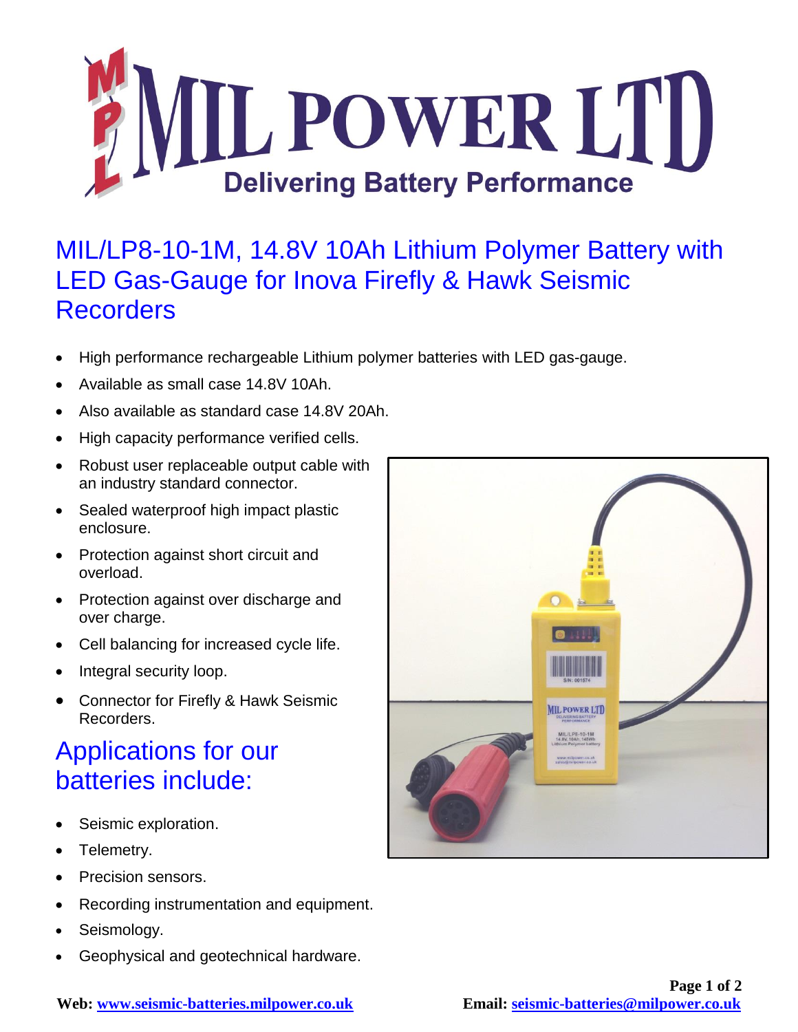# MIL POWER LTD

Delivering Battery Performance

## MIL/LP8-10-1M, 14.8V 10Ah Lithium Polymer Battery with LED Gas-Gauge for Inova Firefly & Hawk Seismic Recorders

- High performance rechargeable Lithium polymer batteries with LED gas-gauge.
- Available as small case 14.8V 10Ah.
- Also available as standard case 14.8V 20Ah.
- High capacity performance verified cells.
- Robust user replaceable output cable with an industry standard connector.
- Sealed waterproof high impact plastic enclosure.
- Protection against short circuit and overload.
- Protection against over discharge and over charge.
- Cell balancing for increased cycle life.
- Integral security loop.
- Connector for Firefly & Hawk Seismic Recorders.

## Applications for our batteries include:

- Seismic exploration.
- Telemetry.
- Precision sensors.
- Recording instrumentation and equipment.
- Seismology.
- Geophysical and geotechnical hardware.

**Web: www.seismic-batteries.milpower.co.uk** **Email: seismic-batteries@milpower.co.uk**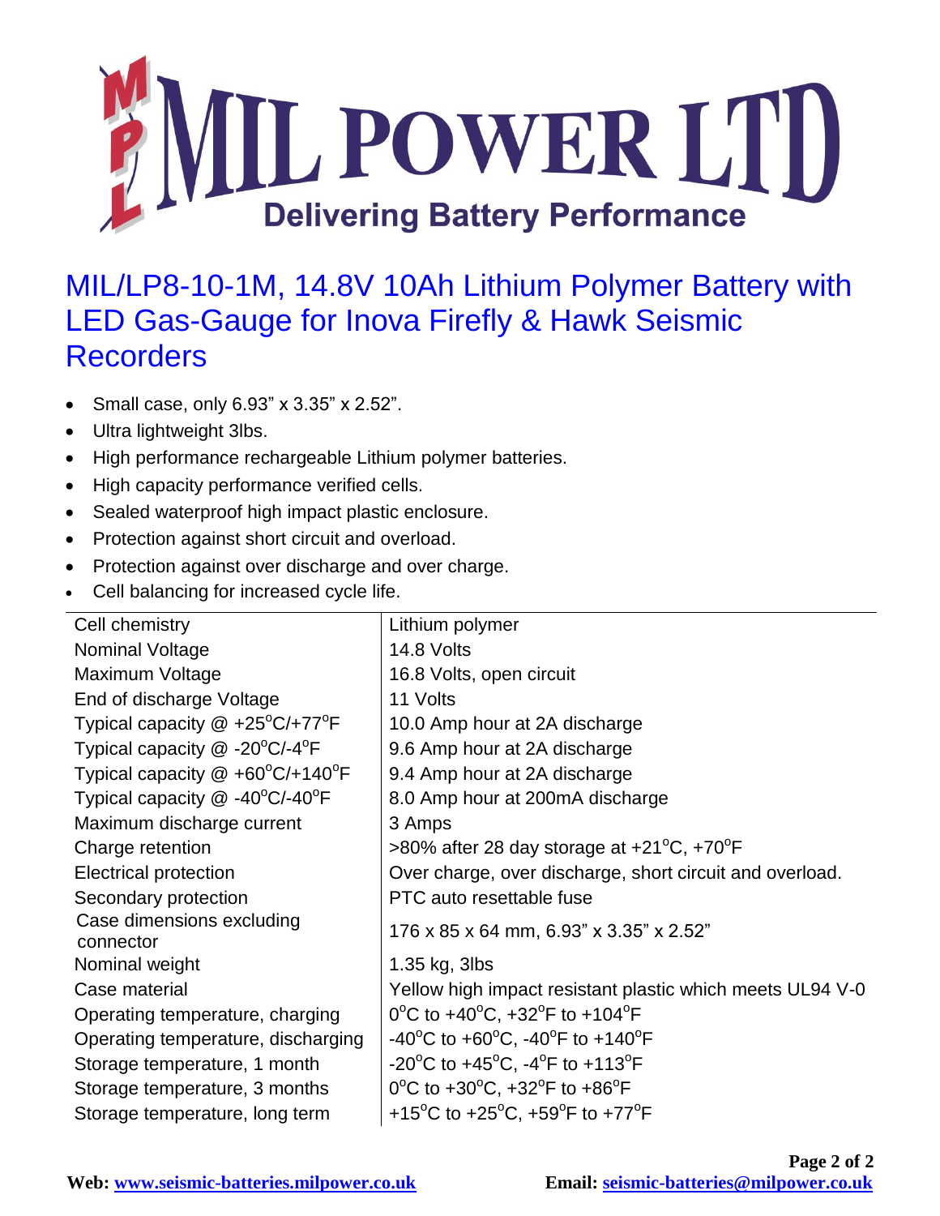# MIL POWER LTD

**Delivering Battery Performance**

## MIL/LP8-10-1M, 14.8V 10Ah Lithium Polymer Battery with LED Gas-Gauge for Inova Firefly & Hawk Seismic Recorders

- Small case, only 6.93" x 3.35" x 2.52".
- Ultra lightweight 3lbs.
- High performance rechargeable Lithium polymer batteries.
- High capacity performance verified cells.
- Sealed waterproof high impact plastic enclosure.
- Protection against short circuit and overload.
- Protection against over discharge and over charge.
- Cell balancing for increased cycle life.

| | |
|---|---|
| Cell chemistry | Lithium polymer |
| Nominal Voltage | 14.8 Volts |
| Maximum Voltage | 16.8 Volts, open circuit |
| End of discharge Voltage | 11 Volts |
| Typical capacity @ +25°C/+77°F | 10.0 Amp hour at 2A discharge |
| Typical capacity @ -20°C/-4°F | 9.6 Amp hour at 2A discharge |
| Typical capacity @ +60°C/+140°F | 9.4 Amp hour at 2A discharge |
| Typical capacity @ -40°C/-40°F | 8.0 Amp hour at 200mA discharge |
| Maximum discharge current | 3 Amps |
| Charge retention | >80% after 28 day storage at +21°C, +70°F |
| Electrical protection | Over charge, over discharge, short circuit and overload. |
| Secondary protection | PTC auto resettable fuse |
| Case dimensions excluding connector | 176 x 85 x 64 mm, 6.93" x 3.35" x 2.52" |
| Nominal weight | 1.35 kg, 3lbs |
| Case material | Yellow high impact resistant plastic which meets UL94 V-0 |
| Operating temperature, charging | 0°C to +40°C, +32°F to +104°F |
| Operating temperature, discharging | -40°C to +60°C, -40°F to +140°F |
| Storage temperature, 1 month | -20°C to +45°C, -4°F to +113°F |
| Storage temperature, 3 months | 0°C to +30°C, +32°F to +86°F |
| Storage temperature, long term | +15°C to +25°C, +59°F to +77°F |

**Web: www.seismic-batteries.milpower.co.uk** **Email: seismic-batteries@milpower.co.uk**